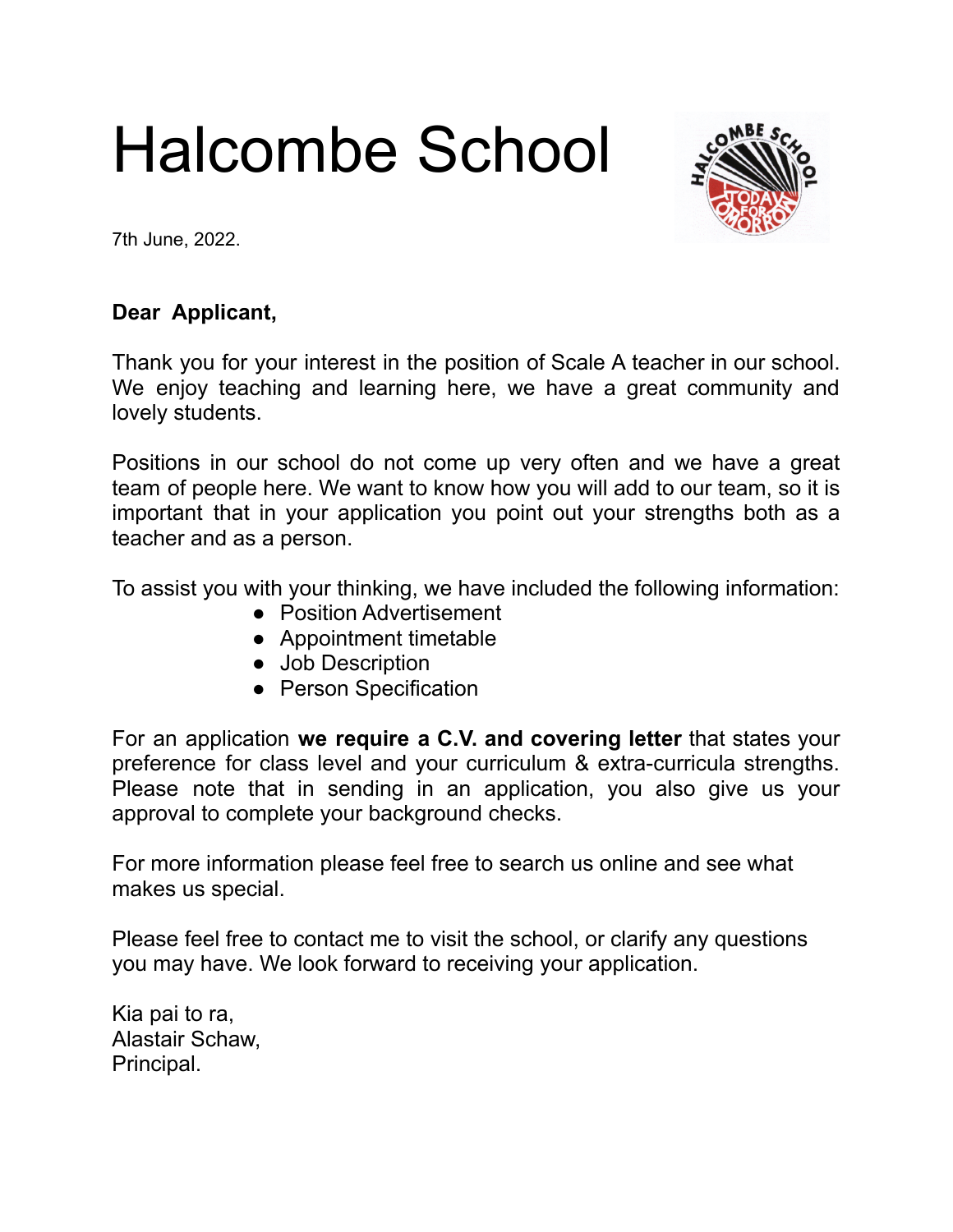# Halcombe School

7th June, 2022.

**Dear Applicant,**

Thank you for your interest in the position of Scale A teacher in our school. We enjoy teaching and learning here, we have a great community and lovely students.

Positions in our school do not come up very often and we have a great team of people here. We want to know how you will add to our team, so it is important that in your application you point out your strengths both as a teacher and as a person.

To assist you with your thinking, we have included the following information:

- Position Advertisement
- Appointment timetable
- Job Description
- Person Specification

For an application **we require a C.V. and covering letter** that states your preference for class level and your curriculum & extra-curricula strengths. Please note that in sending in an application, you also give us your approval to complete your background checks.

For more information please feel free to search us online and see what makes us special.

Please feel free to contact me to visit the school, or clarify any questions you may have. We look forward to receiving your application.

Kia pai to ra,
Alastair Schaw,
Principal.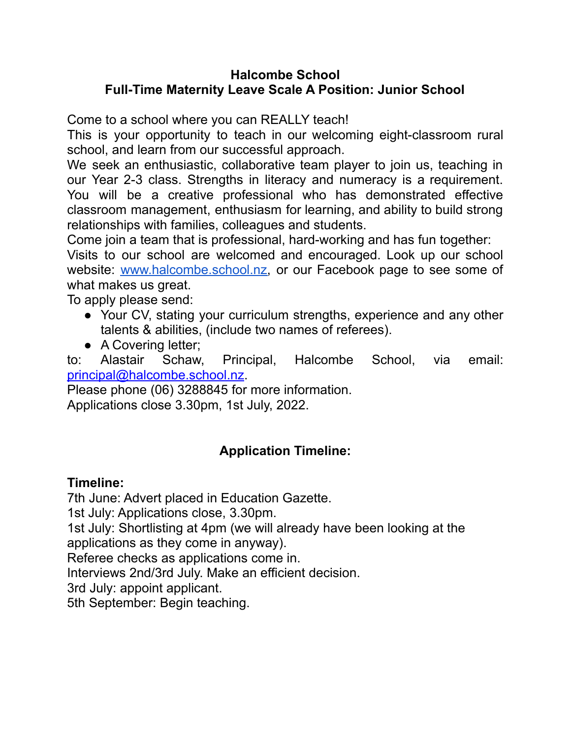# Halcombe School
## Full-Time Maternity Leave Scale A Position: Junior School

Come to a school where you can REALLY teach!
This is your opportunity to teach in our welcoming eight-classroom rural school, and learn from our successful approach.
We seek an enthusiastic, collaborative team player to join us, teaching in our Year 2-3 class. Strengths in literacy and numeracy is a requirement. You will be a creative professional who has demonstrated effective classroom management, enthusiasm for learning, and ability to build strong relationships with families, colleagues and students.
Come join a team that is professional, hard-working and has fun together:
Visits to our school are welcomed and encouraged. Look up our school website: [www.halcombe.school.nz](http://www.halcombe.school.nz), or our Facebook page to see some of what makes us great.
To apply please send:

- Your CV, stating your curriculum strengths, experience and any other talents & abilities, (include two names of referees).
- A Covering letter;

to: Alastair Schaw, Principal, Halcombe School, via email: [principal@halcombe.school.nz](mailto:principal@halcombe.school.nz).
Please phone (06) 3288845 for more information.
Applications close 3.30pm, 1st July, 2022.

## Application Timeline:

**Timeline:**
7th June: Advert placed in Education Gazette.
1st July: Applications close, 3.30pm.
1st July: Shortlisting at 4pm (we will already have been looking at the applications as they come in anyway).
Referee checks as applications come in.
Interviews 2nd/3rd July. Make an efficient decision.
3rd July: appoint applicant.
5th September: Begin teaching.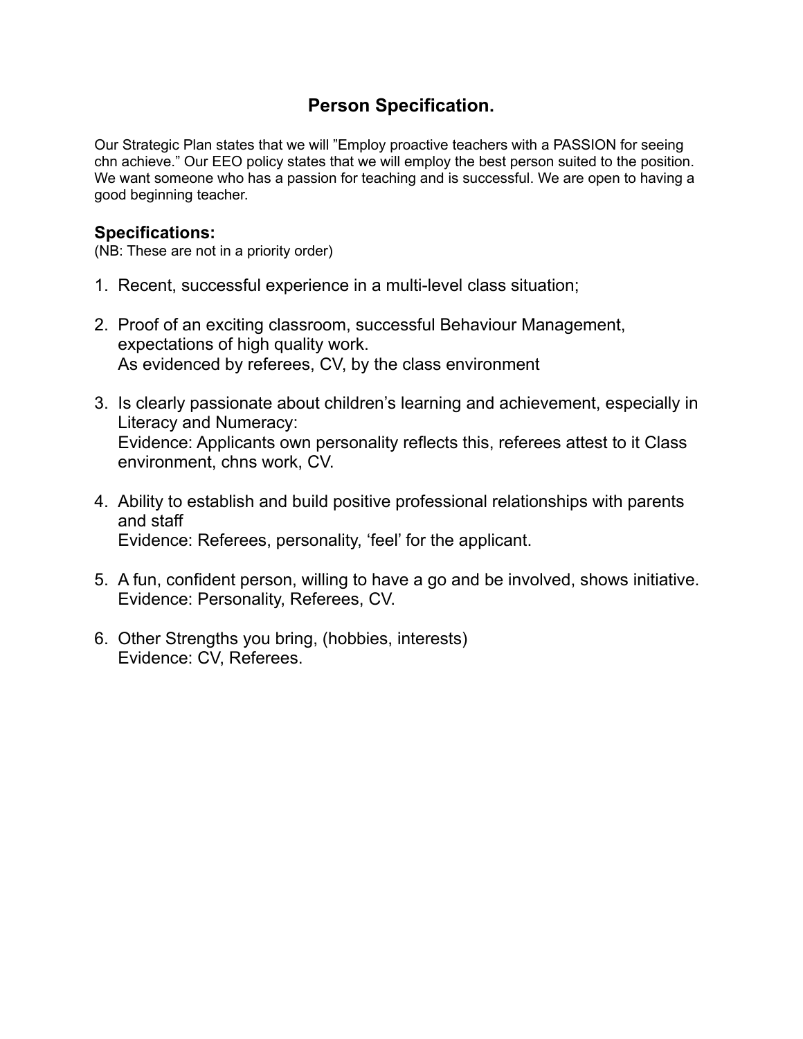# Person Specification.

Our Strategic Plan states that we will "Employ proactive teachers with a PASSION for seeing chn achieve." Our EEO policy states that we will employ the best person suited to the position. We want someone who has a passion for teaching and is successful. We are open to having a good beginning teacher.

## Specifications:

(NB: These are not in a priority order)

1. Recent, successful experience in a multi-level class situation;

2. Proof of an exciting classroom, successful Behaviour Management, expectations of high quality work.
   As evidenced by referees, CV, by the class environment

3. Is clearly passionate about children's learning and achievement, especially in Literacy and Numeracy:
   Evidence: Applicants own personality reflects this, referees attest to it Class environment, chns work, CV.

4. Ability to establish and build positive professional relationships with parents and staff
   Evidence: Referees, personality, 'feel' for the applicant.

5. A fun, confident person, willing to have a go and be involved, shows initiative.
   Evidence: Personality, Referees, CV.

6. Other Strengths you bring, (hobbies, interests)
   Evidence: CV, Referees.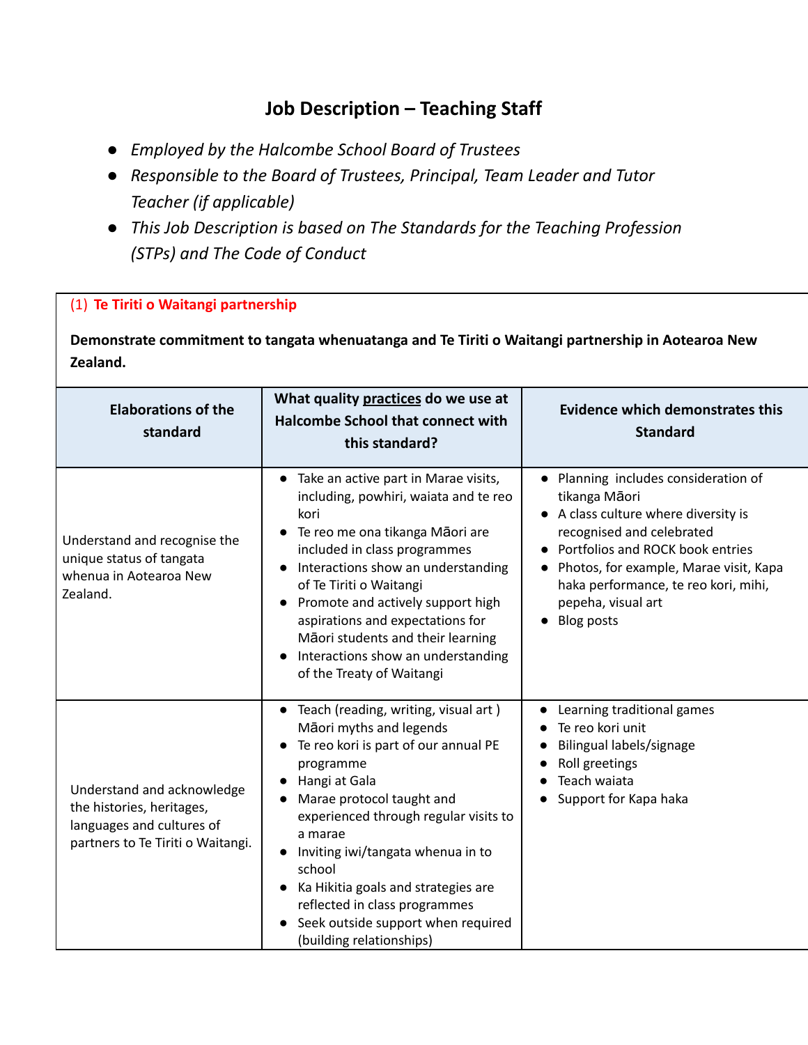# Job Description – Teaching Staff

- *Employed by the Halcombe School Board of Trustees*
- *Responsible to the Board of Trustees, Principal, Team Leader and Tutor Teacher (if applicable)*
- *This Job Description is based on The Standards for the Teaching Profession (STPs) and The Code of Conduct*

(1) **Te Tiriti o Waitangi partnership**

**Demonstrate commitment to tangata whenuatanga and Te Tiriti o Waitangi partnership in Aotearoa New Zealand.**

| Elaborations of the standard | What quality practices do we use at Halcombe School that connect with this standard? | Evidence which demonstrates this Standard |
| --- | --- | --- |
| Understand and recognise the unique status of tangata whenua in Aotearoa New Zealand. | • Take an active part in Marae visits, including, powhiri, waiata and te reo kori<br>• Te reo me ona tikanga Māori are included in class programmes<br>• Interactions show an understanding of Te Tiriti o Waitangi<br>• Promote and actively support high aspirations and expectations for Māori students and their learning<br>• Interactions show an understanding of the Treaty of Waitangi | • Planning includes consideration of tikanga Māori<br>• A class culture where diversity is recognised and celebrated<br>• Portfolios and ROCK book entries<br>• Photos, for example, Marae visit, Kapa haka performance, te reo kori, mihi, pepeha, visual art<br>• Blog posts |
| Understand and acknowledge the histories, heritages, languages and cultures of partners to Te Tiriti o Waitangi. | • Teach (reading, writing, visual art ) Māori myths and legends<br>• Te reo kori is part of our annual PE programme<br>• Hangi at Gala<br>• Marae protocol taught and experienced through regular visits to a marae<br>• Inviting iwi/tangata whenua in to school<br>• Ka Hikitia goals and strategies are reflected in class programmes<br>• Seek outside support when required (building relationships) | • Learning traditional games<br>• Te reo kori unit<br>• Bilingual labels/signage<br>• Roll greetings<br>• Teach waiata<br>• Support for Kapa haka |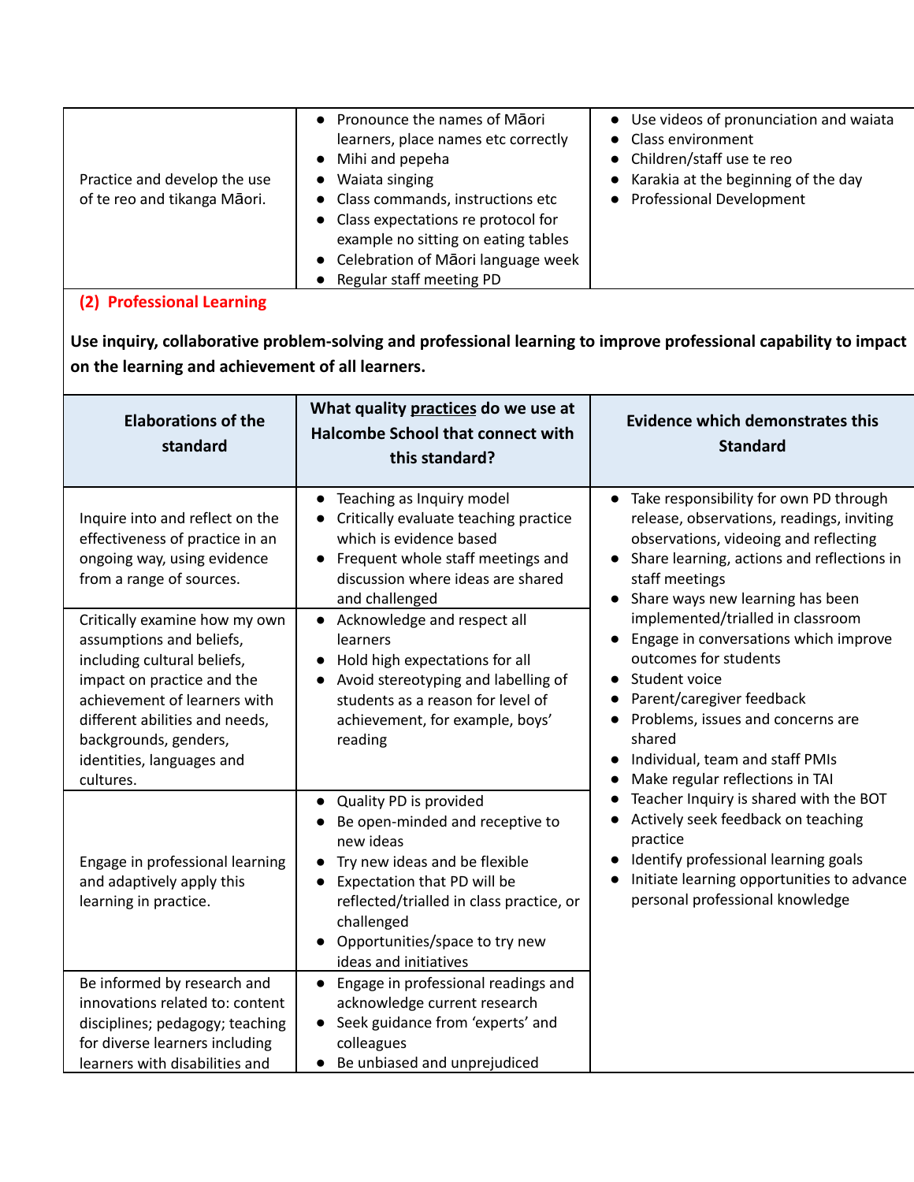| | | |
|---|---|---|
| Practice and develop the use of te reo and tikanga Māori. | • Pronounce the names of Māori learners, place names etc correctly<br>• Mihi and pepeha<br>• Waiata singing<br>• Class commands, instructions etc<br>• Class expectations re protocol for example no sitting on eating tables<br>• Celebration of Māori language week<br>• Regular staff meeting PD | • Use videos of pronunciation and waiata<br>• Class environment<br>• Children/staff use te reo<br>• Karakia at the beginning of the day<br>• Professional Development |

## (2) Professional Learning

**Use inquiry, collaborative problem-solving and professional learning to improve professional capability to impact on the learning and achievement of all learners.**

| Elaborations of the standard | What quality practices do we use at Halcombe School that connect with this standard? | Evidence which demonstrates this Standard |
|---|---|---|
| Inquire into and reflect on the effectiveness of practice in an ongoing way, using evidence from a range of sources. | • Teaching as Inquiry model<br>• Critically evaluate teaching practice which is evidence based<br>• Frequent whole staff meetings and discussion where ideas are shared and challenged | • Take responsibility for own PD through release, observations, readings, inviting observations, videoing and reflecting<br>• Share learning, actions and reflections in staff meetings<br>• Share ways new learning has been implemented/trialled in classroom<br>• Engage in conversations which improve outcomes for students<br>• Student voice<br>• Parent/caregiver feedback<br>• Problems, issues and concerns are shared<br>• Individual, team and staff PMIs<br>• Make regular reflections in TAI<br>• Teacher Inquiry is shared with the BOT<br>• Actively seek feedback on teaching practice<br>• Identify professional learning goals<br>• Initiate learning opportunities to advance personal professional knowledge |
| Critically examine how my own assumptions and beliefs, including cultural beliefs, impact on practice and the achievement of learners with different abilities and needs, backgrounds, genders, identities, languages and cultures. | • Acknowledge and respect all learners<br>• Hold high expectations for all<br>• Avoid stereotyping and labelling of students as a reason for level of achievement, for example, boys' reading | |
| Engage in professional learning and adaptively apply this learning in practice. | • Quality PD is provided<br>• Be open-minded and receptive to new ideas<br>• Try new ideas and be flexible<br>• Expectation that PD will be reflected/trialled in class practice, or challenged<br>• Opportunities/space to try new ideas and initiatives | |
| Be informed by research and innovations related to: content disciplines; pedagogy; teaching for diverse learners including learners with disabilities and | • Engage in professional readings and acknowledge current research<br>• Seek guidance from 'experts' and colleagues<br>• Be unbiased and unprejudiced | |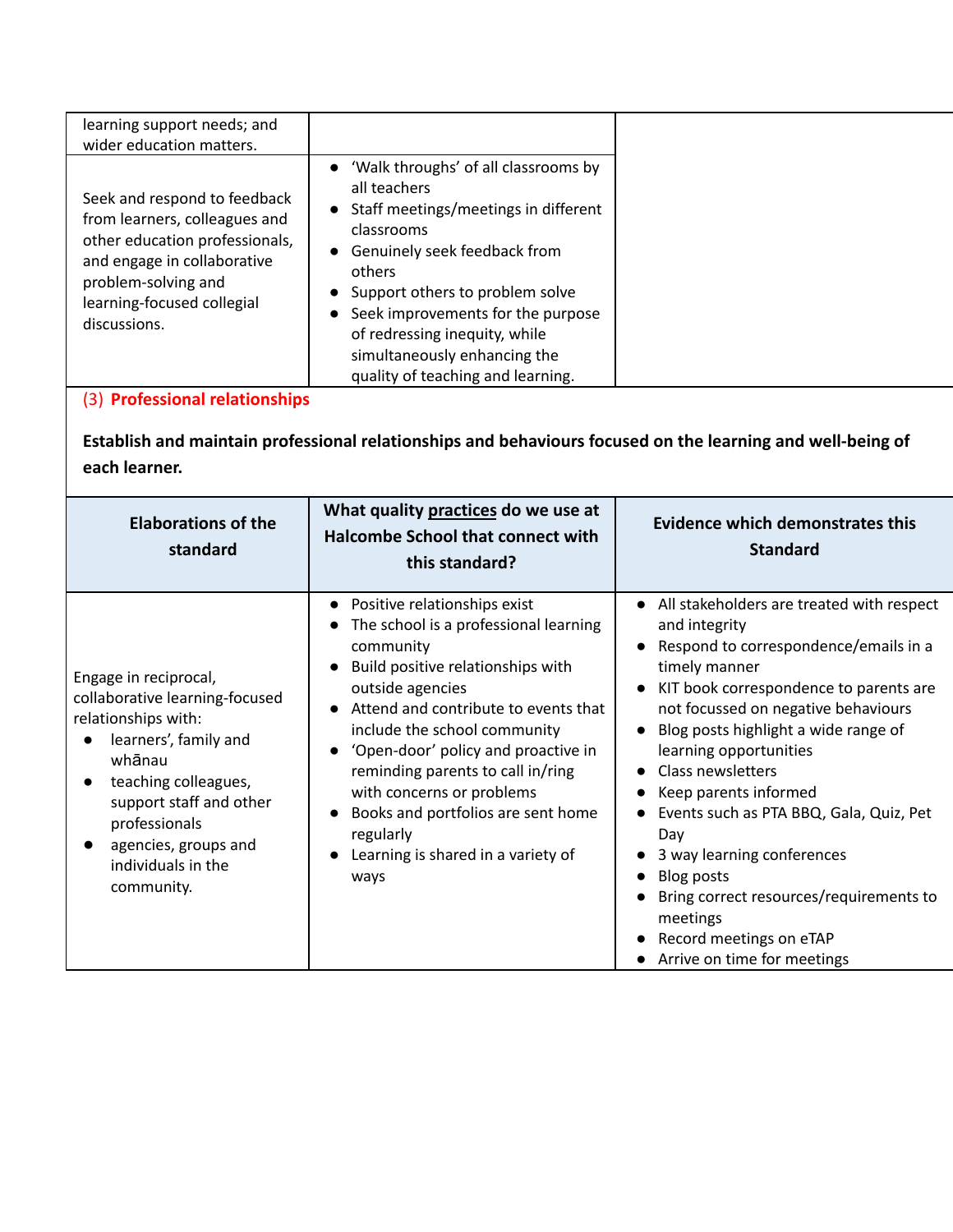| | | |
|---|---|---|
| learning support needs; and wider education matters. | | |
| Seek and respond to feedback from learners, colleagues and other education professionals, and engage in collaborative problem-solving and learning-focused collegial discussions. | • 'Walk throughs' of all classrooms by all teachers<br>• Staff meetings/meetings in different classrooms<br>• Genuinely seek feedback from others<br>• Support others to problem solve<br>• Seek improvements for the purpose of redressing inequity, while simultaneously enhancing the quality of teaching and learning. | |

## (3) Professional relationships

**Establish and maintain professional relationships and behaviours focused on the learning and well-being of each learner.**

| Elaborations of the standard | What quality practices do we use at Halcombe School that connect with this standard? | Evidence which demonstrates this Standard |
|---|---|---|
| Engage in reciprocal, collaborative learning-focused relationships with:<br>• learners', family and whānau<br>• teaching colleagues, support staff and other professionals<br>• agencies, groups and individuals in the community. | • Positive relationships exist<br>• The school is a professional learning community<br>• Build positive relationships with outside agencies<br>• Attend and contribute to events that include the school community<br>• 'Open-door' policy and proactive in reminding parents to call in/ring with concerns or problems<br>• Books and portfolios are sent home regularly<br>• Learning is shared in a variety of ways | • All stakeholders are treated with respect and integrity<br>• Respond to correspondence/emails in a timely manner<br>• KIT book correspondence to parents are not focussed on negative behaviours<br>• Blog posts highlight a wide range of learning opportunities<br>• Class newsletters<br>• Keep parents informed<br>• Events such as PTA BBQ, Gala, Quiz, Pet Day<br>• 3 way learning conferences<br>• Blog posts<br>• Bring correct resources/requirements to meetings<br>• Record meetings on eTAP<br>• Arrive on time for meetings |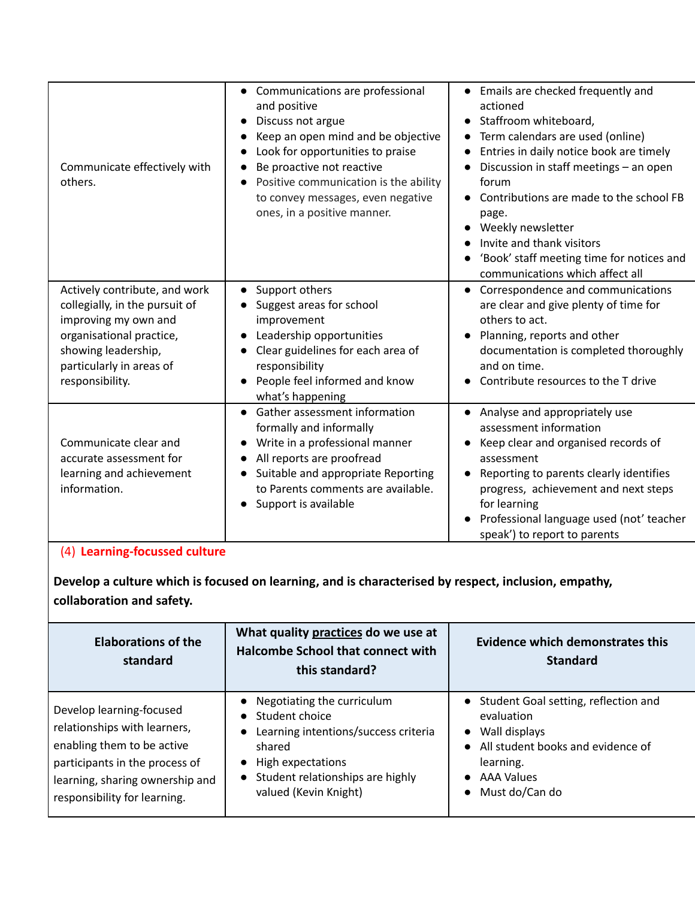| | | |
|---|---|---|
| Communicate effectively with others. | • Communications are professional and positive<br>• Discuss not argue<br>• Keep an open mind and be objective<br>• Look for opportunities to praise<br>• Be proactive not reactive<br>• Positive communication is the ability to convey messages, even negative ones, in a positive manner. | • Emails are checked frequently and actioned<br>• Staffroom whiteboard,<br>• Term calendars are used (online)<br>• Entries in daily notice book are timely<br>• Discussion in staff meetings – an open forum<br>• Contributions are made to the school FB page.<br>• Weekly newsletter<br>• Invite and thank visitors<br>• 'Book' staff meeting time for notices and communications which affect all |
| Actively contribute, and work collegially, in the pursuit of improving my own and organisational practice, showing leadership, particularly in areas of responsibility. | • Support others<br>• Suggest areas for school improvement<br>• Leadership opportunities<br>• Clear guidelines for each area of responsibility<br>• People feel informed and know what's happening | • Correspondence and communications are clear and give plenty of time for others to act.<br>• Planning, reports and other documentation is completed thoroughly and on time.<br>• Contribute resources to the T drive |
| Communicate clear and accurate assessment for learning and achievement information. | • Gather assessment information formally and informally<br>• Write in a professional manner<br>• All reports are proofread<br>• Suitable and appropriate Reporting to Parents comments are available.<br>• Support is available | • Analyse and appropriately use assessment information<br>• Keep clear and organised records of assessment<br>• Reporting to parents clearly identifies progress, achievement and next steps for learning<br>• Professional language used (not' teacher speak') to report to parents |

(4) **Learning-focussed culture**

**Develop a culture which is focused on learning, and is characterised by respect, inclusion, empathy, collaboration and safety.**

| Elaborations of the standard | What quality practices do we use at Halcombe School that connect with this standard? | Evidence which demonstrates this Standard |
|---|---|---|
| Develop learning-focused relationships with learners, enabling them to be active participants in the process of learning, sharing ownership and responsibility for learning. | • Negotiating the curriculum<br>• Student choice<br>• Learning intentions/success criteria shared<br>• High expectations<br>• Student relationships are highly valued (Kevin Knight) | • Student Goal setting, reflection and evaluation<br>• Wall displays<br>• All student books and evidence of learning.<br>• AAA Values<br>• Must do/Can do |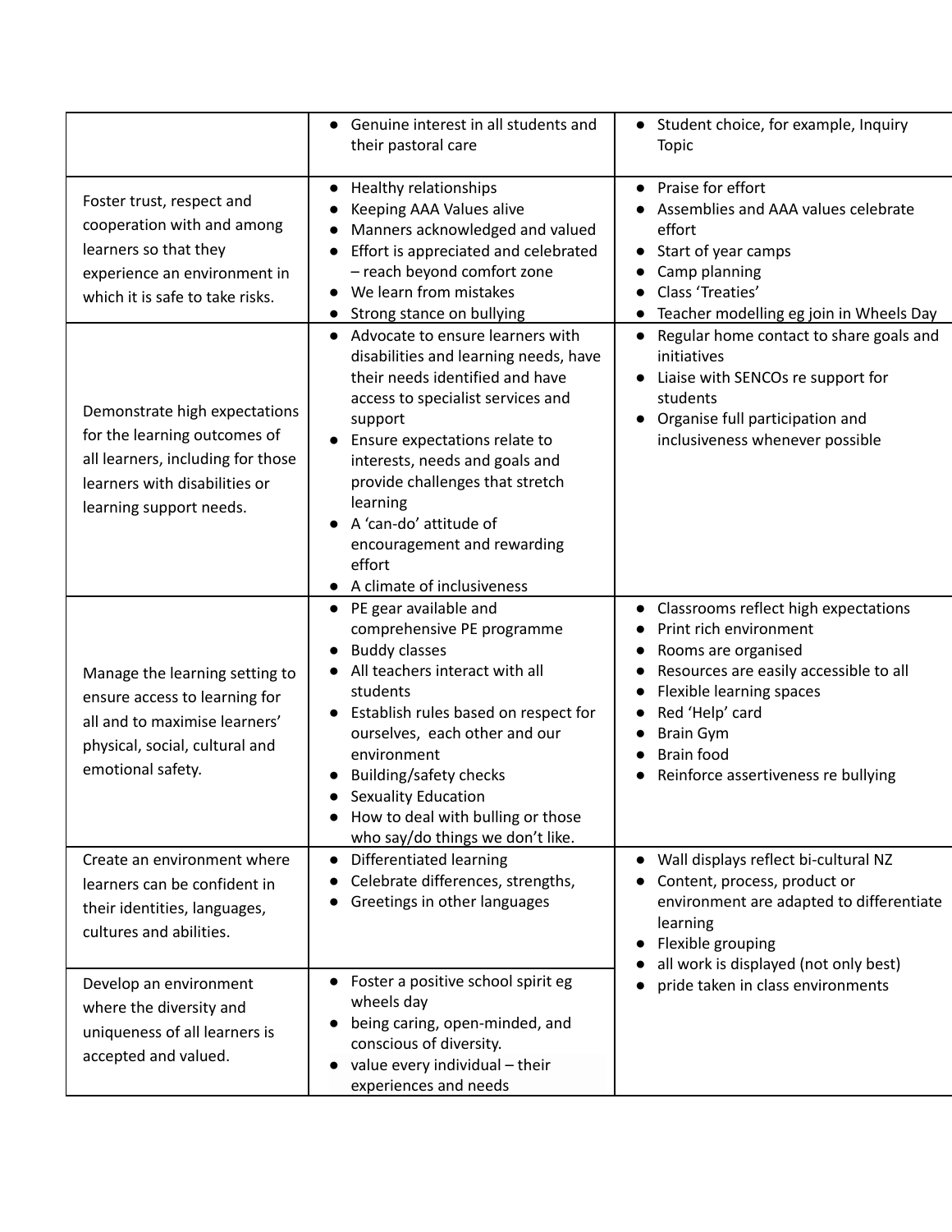| | | |
|---|---|---|
| | ● Genuine interest in all students and their pastoral care | ● Student choice, for example, Inquiry Topic |
| Foster trust, respect and cooperation with and among learners so that they experience an environment in which it is safe to take risks. | ● Healthy relationships<br>● Keeping AAA Values alive<br>● Manners acknowledged and valued<br>● Effort is appreciated and celebrated – reach beyond comfort zone<br>● We learn from mistakes<br>● Strong stance on bullying | ● Praise for effort<br>● Assemblies and AAA values celebrate effort<br>● Start of year camps<br>● Camp planning<br>● Class 'Treaties'<br>● Teacher modelling eg join in Wheels Day |
| Demonstrate high expectations for the learning outcomes of all learners, including for those learners with disabilities or learning support needs. | ● Advocate to ensure learners with disabilities and learning needs, have their needs identified and have access to specialist services and support<br>● Ensure expectations relate to interests, needs and goals and provide challenges that stretch learning<br>● A 'can-do' attitude of encouragement and rewarding effort<br>● A climate of inclusiveness | ● Regular home contact to share goals and initiatives<br>● Liaise with SENCOs re support for students<br>● Organise full participation and inclusiveness whenever possible |
| Manage the learning setting to ensure access to learning for all and to maximise learners' physical, social, cultural and emotional safety. | ● PE gear available and comprehensive PE programme<br>● Buddy classes<br>● All teachers interact with all students<br>● Establish rules based on respect for ourselves, each other and our environment<br>● Building/safety checks<br>● Sexuality Education<br>● How to deal with bulling or those who say/do things we don't like. | ● Classrooms reflect high expectations<br>● Print rich environment<br>● Rooms are organised<br>● Resources are easily accessible to all<br>● Flexible learning spaces<br>● Red 'Help' card<br>● Brain Gym<br>● Brain food<br>● Reinforce assertiveness re bullying |
| Create an environment where learners can be confident in their identities, languages, cultures and abilities. | ● Differentiated learning<br>● Celebrate differences, strengths,<br>● Greetings in other languages | ● Wall displays reflect bi-cultural NZ<br>● Content, process, product or environment are adapted to differentiate learning<br>● Flexible grouping<br>● all work is displayed (not only best)<br>● pride taken in class environments |
| Develop an environment where the diversity and uniqueness of all learners is accepted and valued. | ● Foster a positive school spirit eg wheels day<br>● being caring, open-minded, and conscious of diversity.<br>● value every individual – their experiences and needs | |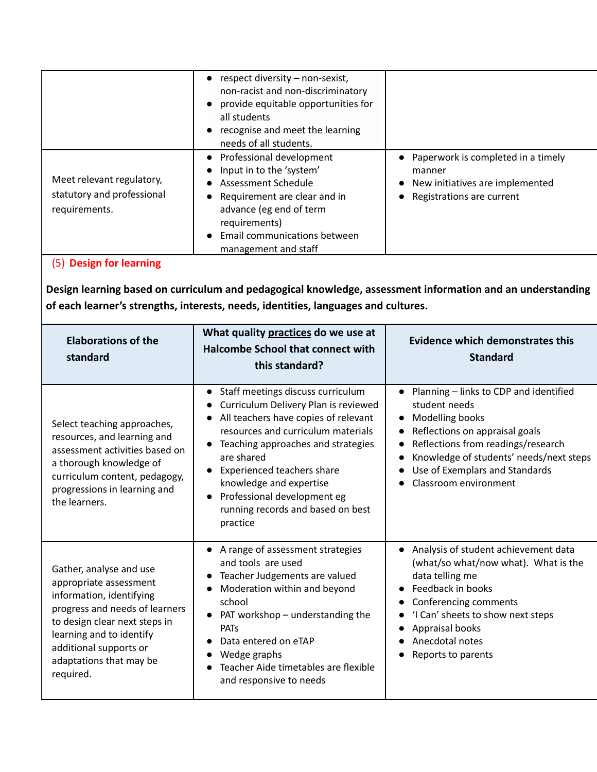| | | |
|---|---|---|
| | • respect diversity – non-sexist, non-racist and non-discriminatory<br>• provide equitable opportunities for all students<br>• recognise and meet the learning needs of all students. | |
| Meet relevant regulatory, statutory and professional requirements. | • Professional development<br>• Input in to the 'system'<br>• Assessment Schedule<br>• Requirement are clear and in advance (eg end of term requirements)<br>• Email communications between management and staff | • Paperwork is completed in a timely manner<br>• New initiatives are implemented<br>• Registrations are current |

## (5) Design for learning

**Design learning based on curriculum and pedagogical knowledge, assessment information and an understanding of each learner's strengths, interests, needs, identities, languages and cultures.**

| Elaborations of the standard | What quality practices do we use at Halcombe School that connect with this standard? | Evidence which demonstrates this Standard |
|---|---|---|
| Select teaching approaches, resources, and learning and assessment activities based on a thorough knowledge of curriculum content, pedagogy, progressions in learning and the learners. | • Staff meetings discuss curriculum<br>• Curriculum Delivery Plan is reviewed<br>• All teachers have copies of relevant resources and curriculum materials<br>• Teaching approaches and strategies are shared<br>• Experienced teachers share knowledge and expertise<br>• Professional development eg running records and based on best practice | • Planning – links to CDP and identified student needs<br>• Modelling books<br>• Reflections on appraisal goals<br>• Reflections from readings/research<br>• Knowledge of students' needs/next steps<br>• Use of Exemplars and Standards<br>• Classroom environment |
| Gather, analyse and use appropriate assessment information, identifying progress and needs of learners to design clear next steps in learning and to identify additional supports or adaptations that may be required. | • A range of assessment strategies and tools are used<br>• Teacher Judgements are valued<br>• Moderation within and beyond school<br>• PAT workshop – understanding the PATs<br>• Data entered on eTAP<br>• Wedge graphs<br>• Teacher Aide timetables are flexible and responsive to needs | • Analysis of student achievement data (what/so what/now what). What is the data telling me<br>• Feedback in books<br>• Conferencing comments<br>• 'I Can' sheets to show next steps<br>• Appraisal books<br>• Anecdotal notes<br>• Reports to parents |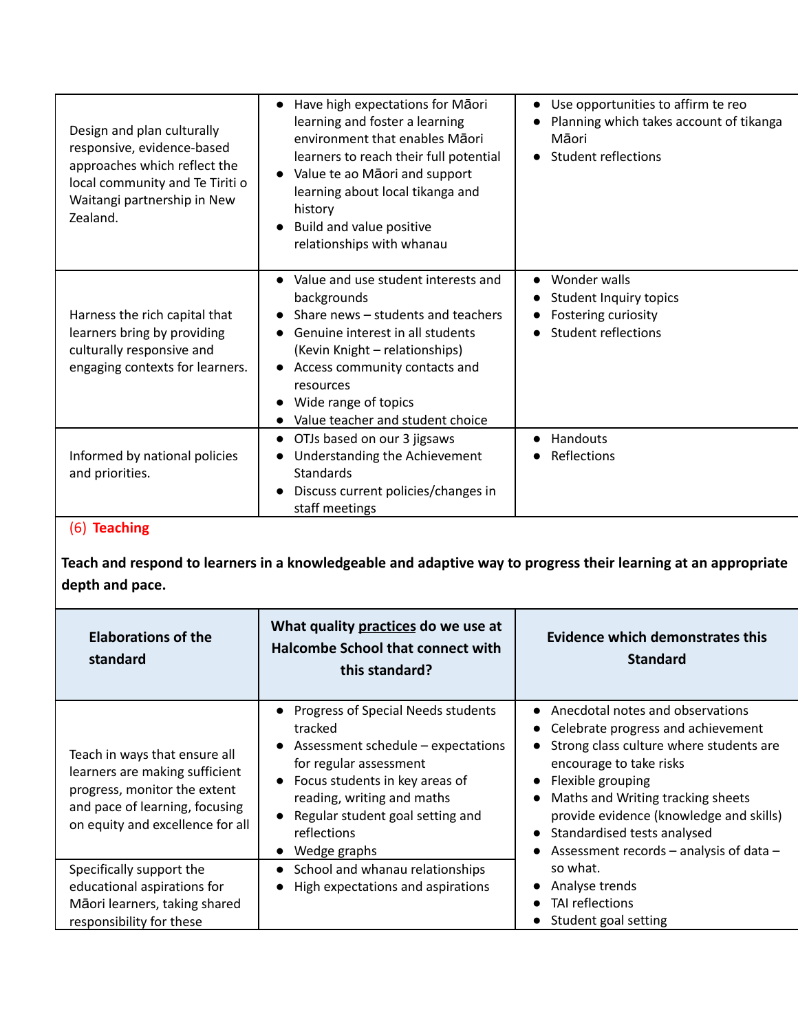| | | |
|---|---|---|
| Design and plan culturally responsive, evidence-based approaches which reflect the local community and Te Tiriti o Waitangi partnership in New Zealand. | • Have high expectations for Māori learning and foster a learning environment that enables Māori learners to reach their full potential<br>• Value te ao Māori and support learning about local tikanga and history<br>• Build and value positive relationships with whanau | • Use opportunities to affirm te reo<br>• Planning which takes account of tikanga Māori<br>• Student reflections |
| Harness the rich capital that learners bring by providing culturally responsive and engaging contexts for learners. | • Value and use student interests and backgrounds<br>• Share news – students and teachers<br>• Genuine interest in all students (Kevin Knight – relationships)<br>• Access community contacts and resources<br>• Wide range of topics<br>• Value teacher and student choice | • Wonder walls<br>• Student Inquiry topics<br>• Fostering curiosity<br>• Student reflections |
| Informed by national policies and priorities. | • OTJs based on our 3 jigsaws<br>• Understanding the Achievement Standards<br>• Discuss current policies/changes in staff meetings | • Handouts<br>• Reflections |

(6) **Teaching**

**Teach and respond to learners in a knowledgeable and adaptive way to progress their learning at an appropriate depth and pace.**

| Elaborations of the standard | What quality practices do we use at Halcombe School that connect with this standard? | Evidence which demonstrates this Standard |
|---|---|---|
| Teach in ways that ensure all learners are making sufficient progress, monitor the extent and pace of learning, focusing on equity and excellence for all | • Progress of Special Needs students tracked<br>• Assessment schedule – expectations for regular assessment<br>• Focus students in key areas of reading, writing and maths<br>• Regular student goal setting and reflections<br>• Wedge graphs | • Anecdotal notes and observations<br>• Celebrate progress and achievement<br>• Strong class culture where students are encourage to take risks<br>• Flexible grouping<br>• Maths and Writing tracking sheets provide evidence (knowledge and skills)<br>• Standardised tests analysed<br>• Assessment records – analysis of data – so what.<br>• Analyse trends<br>• TAI reflections<br>• Student goal setting |
| Specifically support the educational aspirations for Māori learners, taking shared responsibility for these | • School and whanau relationships<br>• High expectations and aspirations | |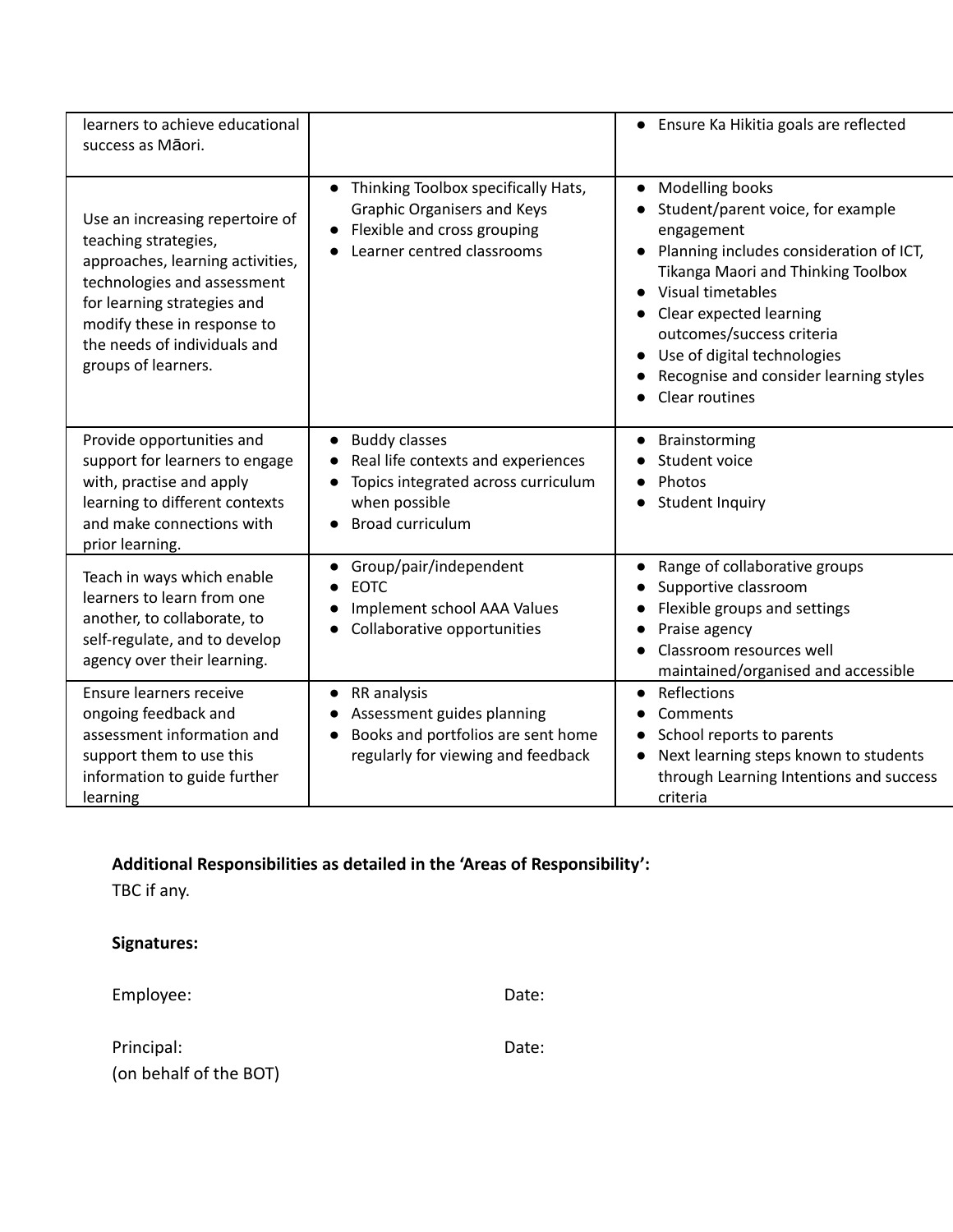| | | |
|---|---|---|
| learners to achieve educational success as Māori. | | • Ensure Ka Hikitia goals are reflected |
| Use an increasing repertoire of teaching strategies, approaches, learning activities, technologies and assessment for learning strategies and modify these in response to the needs of individuals and groups of learners. | • Thinking Toolbox specifically Hats, Graphic Organisers and Keys<br>• Flexible and cross grouping<br>• Learner centred classrooms | • Modelling books<br>• Student/parent voice, for example engagement<br>• Planning includes consideration of ICT, Tikanga Maori and Thinking Toolbox<br>• Visual timetables<br>• Clear expected learning outcomes/success criteria<br>• Use of digital technologies<br>• Recognise and consider learning styles<br>• Clear routines |
| Provide opportunities and support for learners to engage with, practise and apply learning to different contexts and make connections with prior learning. | • Buddy classes<br>• Real life contexts and experiences<br>• Topics integrated across curriculum when possible<br>• Broad curriculum | • Brainstorming<br>• Student voice<br>• Photos<br>• Student Inquiry |
| Teach in ways which enable learners to learn from one another, to collaborate, to self-regulate, and to develop agency over their learning. | • Group/pair/independent<br>• EOTC<br>• Implement school AAA Values<br>• Collaborative opportunities | • Range of collaborative groups<br>• Supportive classroom<br>• Flexible groups and settings<br>• Praise agency<br>• Classroom resources well maintained/organised and accessible |
| Ensure learners receive ongoing feedback and assessment information and support them to use this information to guide further learning | • RR analysis<br>• Assessment guides planning<br>• Books and portfolios are sent home regularly for viewing and feedback | • Reflections<br>• Comments<br>• School reports to parents<br>• Next learning steps known to students through Learning Intentions and success criteria |

**Additional Responsibilities as detailed in the 'Areas of Responsibility':**

TBC if any.

**Signatures:**

Employee: Date:

Principal: Date:
(on behalf of the BOT)